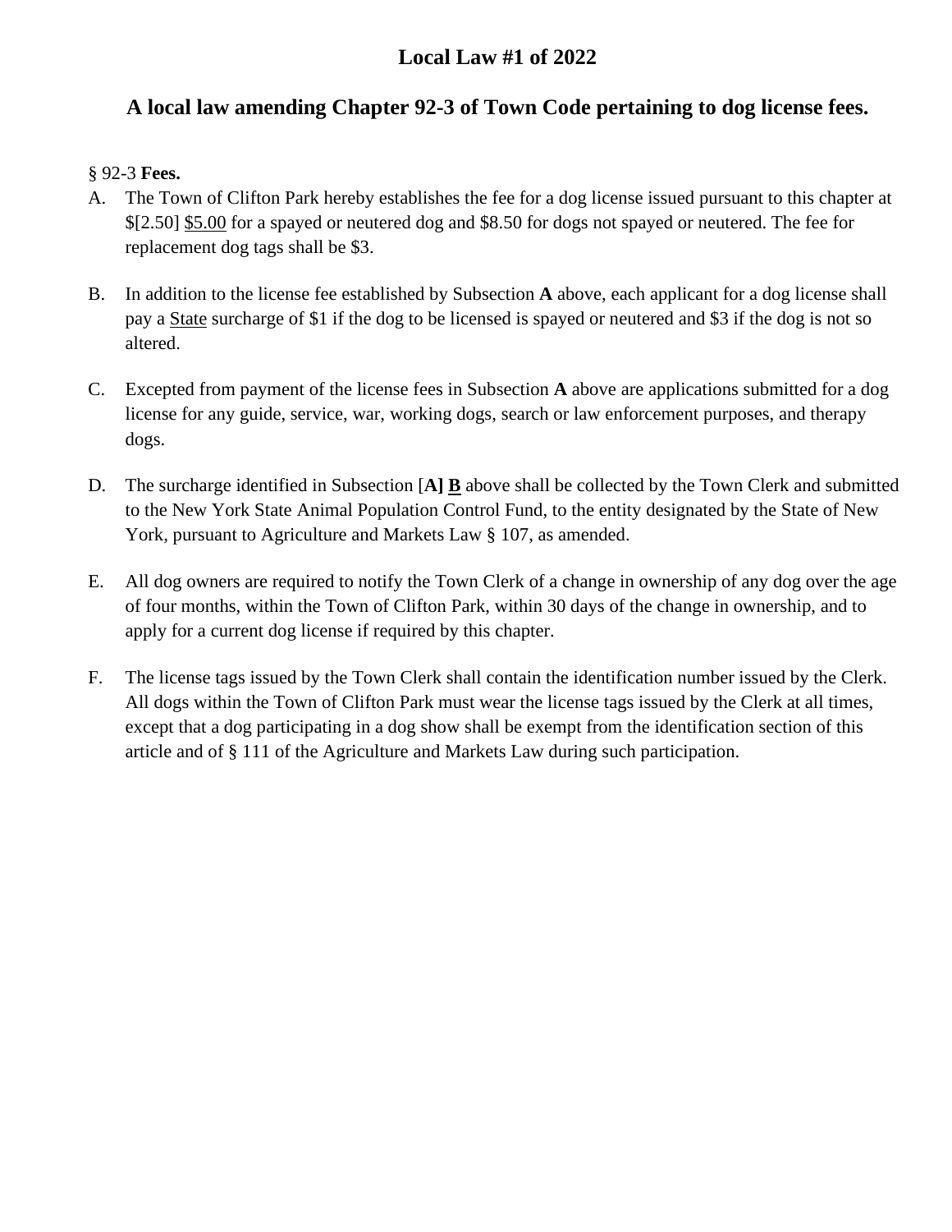# Local Law #1 of 2022

## A local law amending Chapter 92-3 of Town Code pertaining to dog license fees.

§ 92-3 **Fees.**

A. The Town of Clifton Park hereby establishes the fee for a dog license issued pursuant to this chapter at $[2.50] <u>$5.00</u> for a spayed or neutered dog and $8.50 for dogs not spayed or neutered. The fee for replacement dog tags shall be $3.

B. In addition to the license fee established by Subsection **A** above, each applicant for a dog license shall pay a <u>State</u> surcharge of $1 if the dog to be licensed is spayed or neutered and $3 if the dog is not so altered.

C. Excepted from payment of the license fees in Subsection **A** above are applications submitted for a dog license for any guide, service, war, working dogs, search or law enforcement purposes, and therapy dogs.

D. The surcharge identified in Subsection [**A]** <u>**B**</u> above shall be collected by the Town Clerk and submitted to the New York State Animal Population Control Fund, to the entity designated by the State of New York, pursuant to Agriculture and Markets Law § 107, as amended.

E. All dog owners are required to notify the Town Clerk of a change in ownership of any dog over the age of four months, within the Town of Clifton Park, within 30 days of the change in ownership, and to apply for a current dog license if required by this chapter.

F. The license tags issued by the Town Clerk shall contain the identification number issued by the Clerk. All dogs within the Town of Clifton Park must wear the license tags issued by the Clerk at all times, except that a dog participating in a dog show shall be exempt from the identification section of this article and of § 111 of the Agriculture and Markets Law during such participation.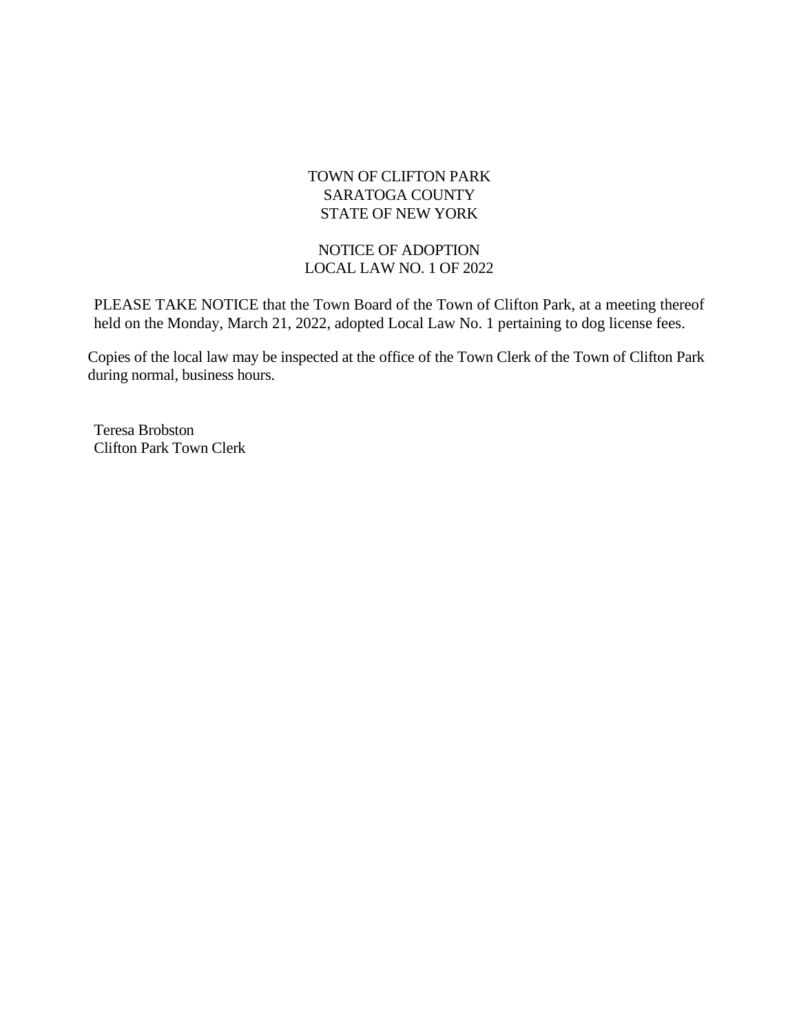TOWN OF CLIFTON PARK
SARATOGA COUNTY
STATE OF NEW YORK

NOTICE OF ADOPTION
LOCAL LAW NO. 1 OF 2022

PLEASE TAKE NOTICE that the Town Board of the Town of Clifton Park, at a meeting thereof held on the Monday, March 21, 2022, adopted Local Law No. 1 pertaining to dog license fees.

Copies of the local law may be inspected at the office of the Town Clerk of the Town of Clifton Park during normal, business hours.

Teresa Brobston
Clifton Park Town Clerk